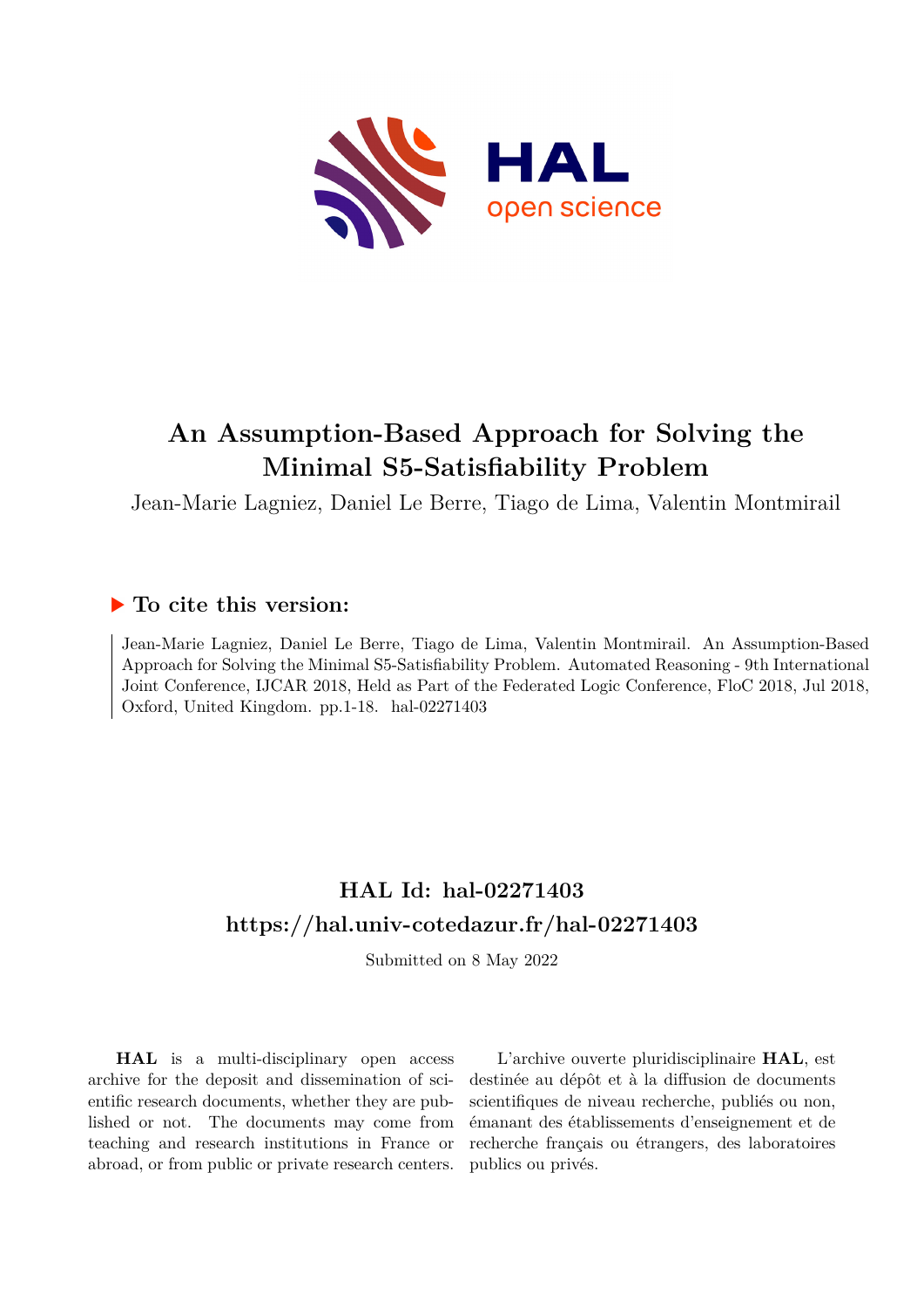# An Assumption-Based Approach for Solving the Minimal S5-Satisfiability Problem

Jean-Marie Lagniez, Daniel Le Berre, Tiago de Lima, Valentin Montmirail

## ▶ To cite this version:

Jean-Marie Lagniez, Daniel Le Berre, Tiago de Lima, Valentin Montmirail. An Assumption-Based Approach for Solving the Minimal S5-Satisfiability Problem. Automated Reasoning - 9th International Joint Conference, IJCAR 2018, Held as Part of the Federated Logic Conference, FloC 2018, Jul 2018, Oxford, United Kingdom. pp.1-18. hal-02271403

## HAL Id: hal-02271403

## https://hal.univ-cotedazur.fr/hal-02271403

Submitted on 8 May 2022

**HAL** is a multi-disciplinary open access archive for the deposit and dissemination of scientific research documents, whether they are published or not. The documents may come from teaching and research institutions in France or abroad, or from public or private research centers.

L'archive ouverte pluridisciplinaire **HAL**, est destinée au dépôt et à la diffusion de documents scientifiques de niveau recherche, publiés ou non, émanant des établissements d'enseignement et de recherche français ou étrangers, des laboratoires publics ou privés.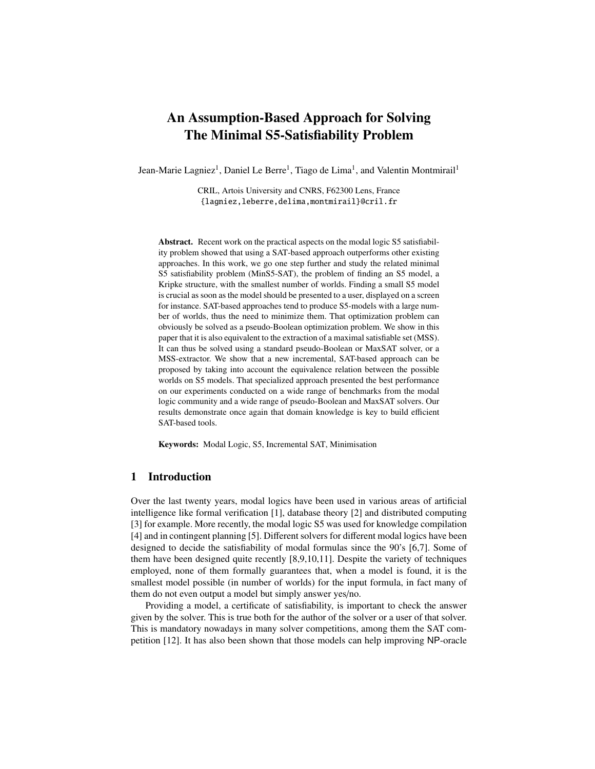# An Assumption-Based Approach for Solving The Minimal S5-Satisfiability Problem

Jean-Marie Lagniez[1], Daniel Le Berre[1], Tiago de Lima[1], and Valentin Montmirail[1]

CRIL, Artois University and CNRS, F62300 Lens, France
{lagniez,leberre,delima,montmirail}@cril.fr

**Abstract.** Recent work on the practical aspects on the modal logic S5 satisfiability problem showed that using a SAT-based approach outperforms other existing approaches. In this work, we go one step further and study the related minimal S5 satisfiability problem (MinS5-SAT), the problem of finding an S5 model, a Kripke structure, with the smallest number of worlds. Finding a small S5 model is crucial as soon as the model should be presented to a user, displayed on a screen for instance. SAT-based approaches tend to produce S5-models with a large number of worlds, thus the need to minimize them. That optimization problem can obviously be solved as a pseudo-Boolean optimization problem. We show in this paper that it is also equivalent to the extraction of a maximal satisfiable set (MSS). It can thus be solved using a standard pseudo-Boolean or MaxSAT solver, or a MSS-extractor. We show that a new incremental, SAT-based approach can be proposed by taking into account the equivalence relation between the possible worlds on S5 models. That specialized approach presented the best performance on our experiments conducted on a wide range of benchmarks from the modal logic community and a wide range of pseudo-Boolean and MaxSAT solvers. Our results demonstrate once again that domain knowledge is key to build efficient SAT-based tools.

**Keywords:** Modal Logic, S5, Incremental SAT, Minimisation

## 1 Introduction

Over the last twenty years, modal logics have been used in various areas of artificial intelligence like formal verification [1], database theory [2] and distributed computing [3] for example. More recently, the modal logic S5 was used for knowledge compilation [4] and in contingent planning [5]. Different solvers for different modal logics have been designed to decide the satisfiability of modal formulas since the 90's [6,7]. Some of them have been designed quite recently [8,9,10,11]. Despite the variety of techniques employed, none of them formally guarantees that, when a model is found, it is the smallest model possible (in number of worlds) for the input formula, in fact many of them do not even output a model but simply answer yes/no.

Providing a model, a certificate of satisfiability, is important to check the answer given by the solver. This is true both for the author of the solver or a user of that solver. This is mandatory nowadays in many solver competitions, among them the SAT competition [12]. It has also been shown that those models can help improving NP-oracle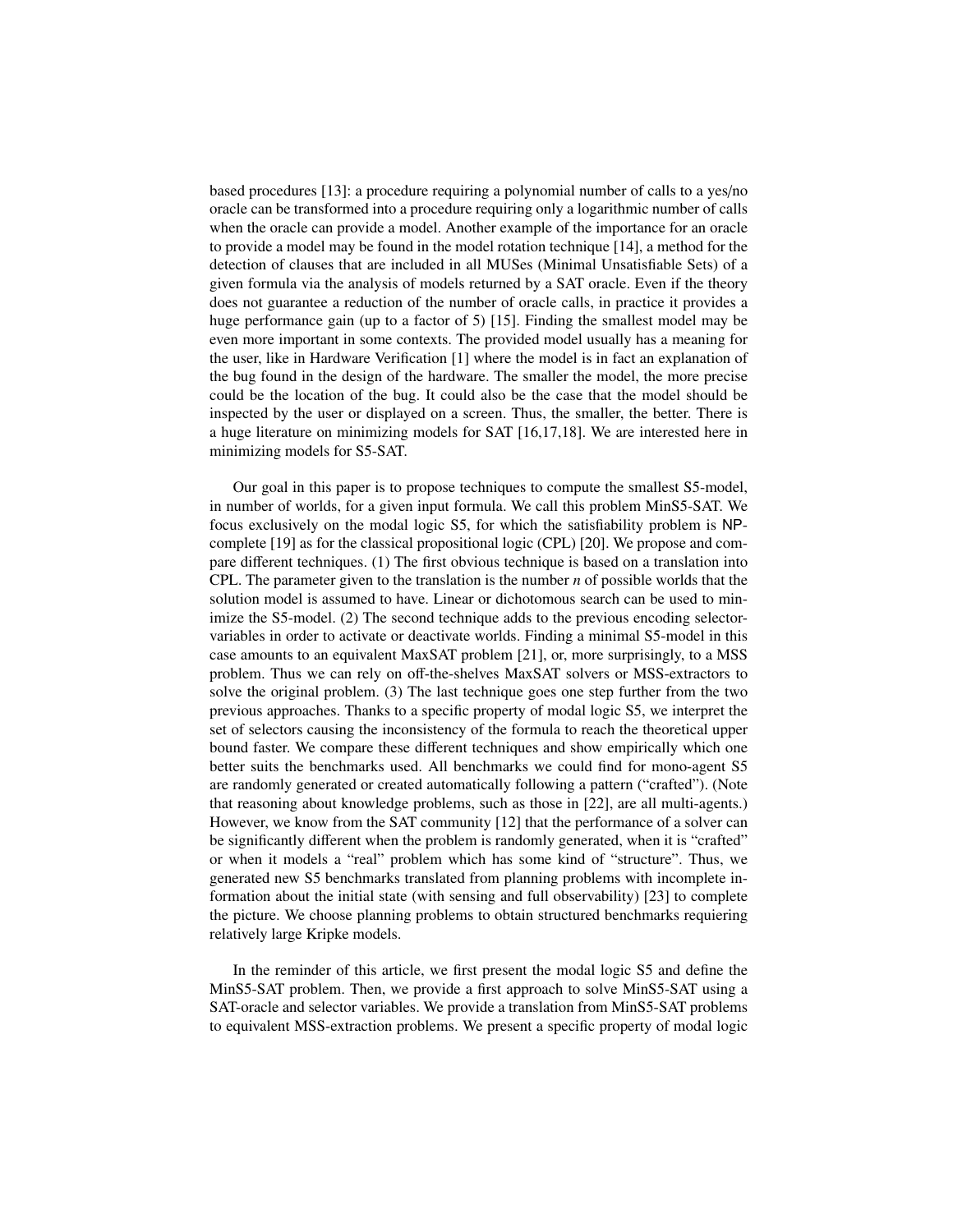based procedures [13]: a procedure requiring a polynomial number of calls to a yes/no oracle can be transformed into a procedure requiring only a logarithmic number of calls when the oracle can provide a model. Another example of the importance for an oracle to provide a model may be found in the model rotation technique [14], a method for the detection of clauses that are included in all MUSes (Minimal Unsatisfiable Sets) of a given formula via the analysis of models returned by a SAT oracle. Even if the theory does not guarantee a reduction of the number of oracle calls, in practice it provides a huge performance gain (up to a factor of 5) [15]. Finding the smallest model may be even more important in some contexts. The provided model usually has a meaning for the user, like in Hardware Verification [1] where the model is in fact an explanation of the bug found in the design of the hardware. The smaller the model, the more precise could be the location of the bug. It could also be the case that the model should be inspected by the user or displayed on a screen. Thus, the smaller, the better. There is a huge literature on minimizing models for SAT [16,17,18]. We are interested here in minimizing models for S5-SAT.

Our goal in this paper is to propose techniques to compute the smallest S5-model, in number of worlds, for a given input formula. We call this problem MinS5-SAT. We focus exclusively on the modal logic S5, for which the satisfiability problem is NP-complete [19] as for the classical propositional logic (CPL) [20]. We propose and compare different techniques. (1) The first obvious technique is based on a translation into CPL. The parameter given to the translation is the number $n$ of possible worlds that the solution model is assumed to have. Linear or dichotomous search can be used to minimize the S5-model. (2) The second technique adds to the previous encoding selector-variables in order to activate or deactivate worlds. Finding a minimal S5-model in this case amounts to an equivalent MaxSAT problem [21], or, more surprisingly, to a MSS problem. Thus we can rely on off-the-shelves MaxSAT solvers or MSS-extractors to solve the original problem. (3) The last technique goes one step further from the two previous approaches. Thanks to a specific property of modal logic S5, we interpret the set of selectors causing the inconsistency of the formula to reach the theoretical upper bound faster. We compare these different techniques and show empirically which one better suits the benchmarks used. All benchmarks we could find for mono-agent S5 are randomly generated or created automatically following a pattern ("crafted"). (Note that reasoning about knowledge problems, such as those in [22], are all multi-agents.) However, we know from the SAT community [12] that the performance of a solver can be significantly different when the problem is randomly generated, when it is "crafted" or when it models a "real" problem which has some kind of "structure". Thus, we generated new S5 benchmarks translated from planning problems with incomplete information about the initial state (with sensing and full observability) [23] to complete the picture. We choose planning problems to obtain structured benchmarks requiering relatively large Kripke models.

In the reminder of this article, we first present the modal logic S5 and define the MinS5-SAT problem. Then, we provide a first approach to solve MinS5-SAT using a SAT-oracle and selector variables. We provide a translation from MinS5-SAT problems to equivalent MSS-extraction problems. We present a specific property of modal logic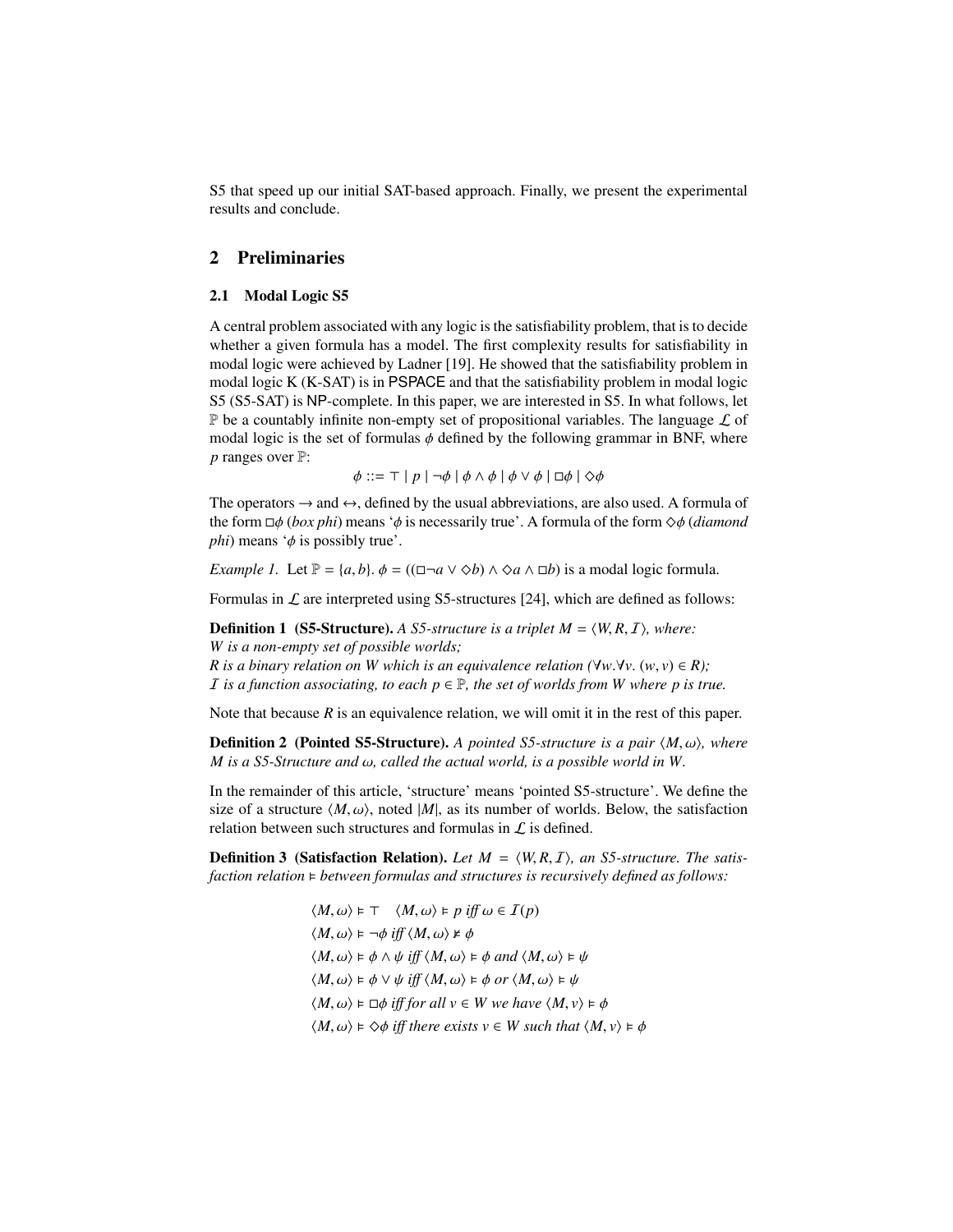S5 that speed up our initial SAT-based approach. Finally, we present the experimental results and conclude.

## 2 Preliminaries

### 2.1 Modal Logic S5

A central problem associated with any logic is the satisfiability problem, that is to decide whether a given formula has a model. The first complexity results for satisfiability in modal logic were achieved by Ladner [19]. He showed that the satisfiability problem in modal logic K (K-SAT) is in PSPACE and that the satisfiability problem in modal logic S5 (S5-SAT) is NP-complete. In this paper, we are interested in S5. In what follows, let $\mathbb{P}$ be a countably infinite non-empty set of propositional variables. The language $\mathcal{L}$ of modal logic is the set of formulas $\phi$ defined by the following grammar in BNF, where $p$ ranges over $\mathbb{P}$:

$$\phi ::= \top \mid p \mid \neg\phi \mid \phi \wedge \phi \mid \phi \vee \phi \mid \Box\phi \mid \Diamond\phi$$

The operators $\rightarrow$ and $\leftrightarrow$, defined by the usual abbreviations, are also used. A formula of the form $\Box\phi$ (*box phi*) means '$\phi$ is necessarily true'. A formula of the form $\Diamond\phi$ (*diamond phi*) means '$\phi$ is possibly true'.

*Example 1.* Let $\mathbb{P} = \{a, b\}$. $\phi = ((\Box\neg a \vee \Diamond b) \wedge \Diamond a \wedge \Box b)$ is a modal logic formula.

Formulas in $\mathcal{L}$ are interpreted using S5-structures [24], which are defined as follows:

**Definition 1 (S5-Structure).** *A S5-structure is a triplet $M = \langle W, R, \mathcal{I} \rangle$, where:*
*$W$ is a non-empty set of possible worlds;*
*$R$ is a binary relation on $W$ which is an equivalence relation ($\forall w. \forall v. (w, v) \in R$);*
*$\mathcal{I}$ is a function associating, to each $p \in \mathbb{P}$, the set of worlds from $W$ where $p$ is true.*

Note that because $R$ is an equivalence relation, we will omit it in the rest of this paper.

**Definition 2 (Pointed S5-Structure).** *A pointed S5-structure is a pair $\langle M, \omega \rangle$, where $M$ is a S5-Structure and $\omega$, called the actual world, is a possible world in $W$.*

In the remainder of this article, 'structure' means 'pointed S5-structure'. We define the size of a structure $\langle M, \omega \rangle$, noted $|M|$, as its number of worlds. Below, the satisfaction relation between such structures and formulas in $\mathcal{L}$ is defined.

**Definition 3 (Satisfaction Relation).** *Let $M = \langle W, R, \mathcal{I} \rangle$, an S5-structure. The satisfaction relation $\models$ between formulas and structures is recursively defined as follows:*

$\langle M, \omega \rangle \models \top \quad \langle M, \omega \rangle \models p$ *iff* $\omega \in \mathcal{I}(p)$

$\langle M, \omega \rangle \models \neg\phi$ *iff* $\langle M, \omega \rangle \not\models \phi$

$\langle M, \omega \rangle \models \phi \wedge \psi$ *iff* $\langle M, \omega \rangle \models \phi$ *and* $\langle M, \omega \rangle \models \psi$

$\langle M, \omega \rangle \models \phi \vee \psi$ *iff* $\langle M, \omega \rangle \models \phi$ *or* $\langle M, \omega \rangle \models \psi$

$\langle M, \omega \rangle \models \Box\phi$ *iff for all* $v \in W$ *we have* $\langle M, v \rangle \models \phi$

$\langle M, \omega \rangle \models \Diamond\phi$ *iff there exists* $v \in W$ *such that* $\langle M, v \rangle \models \phi$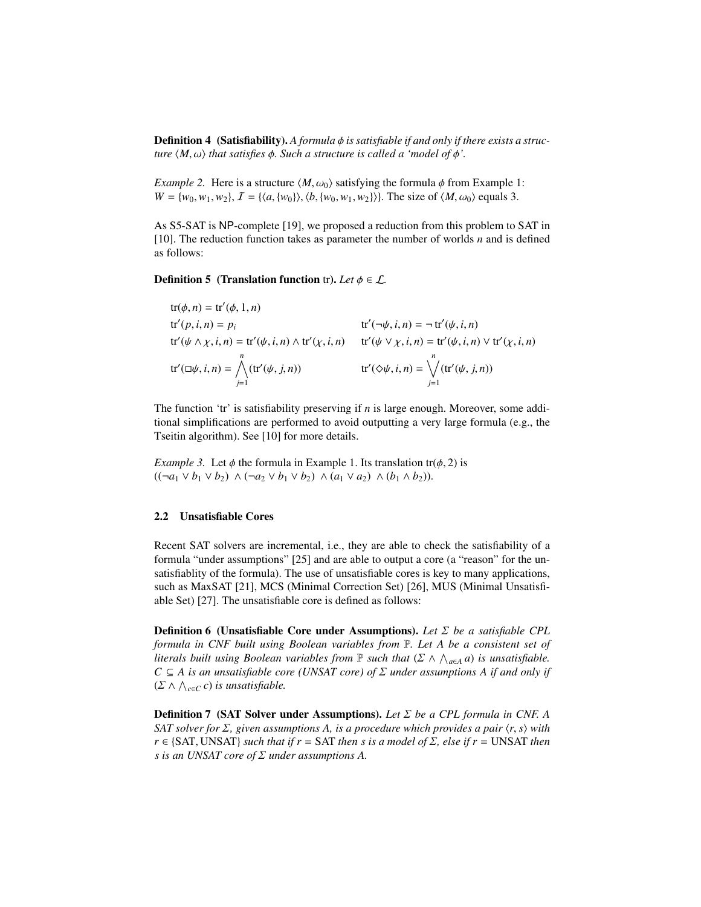**Definition 4 (Satisfiability).** *A formula $\phi$ is satisfiable if and only if there exists a structure $\langle M, \omega \rangle$ that satisfies $\phi$. Such a structure is called a 'model of $\phi$'.*

*Example 2.* Here is a structure $\langle M, \omega_0 \rangle$ satisfying the formula $\phi$ from Example 1: $W = \{w_0, w_1, w_2\}$, $\mathcal{I} = \{\langle a, \{w_0\}\rangle, \langle b, \{w_0, w_1, w_2\}\rangle\}$. The size of $\langle M, \omega_0 \rangle$ equals 3.

As S5-SAT is NP-complete [19], we proposed a reduction from this problem to SAT in [10]. The reduction function takes as parameter the number of worlds $n$ and is defined as follows:

**Definition 5 (Translation function** tr**).** *Let $\phi \in \mathcal{L}$.*

$$\mathrm{tr}(\phi, n) = \mathrm{tr}'(\phi, 1, n)$$

$$\mathrm{tr}'(p, i, n) = p_i \qquad \mathrm{tr}'(\neg\psi, i, n) = \neg\, \mathrm{tr}'(\psi, i, n)$$

$$\mathrm{tr}'(\psi \wedge \chi, i, n) = \mathrm{tr}'(\psi, i, n) \wedge \mathrm{tr}'(\chi, i, n) \qquad \mathrm{tr}'(\psi \vee \chi, i, n) = \mathrm{tr}'(\psi, i, n) \vee \mathrm{tr}'(\chi, i, n)$$

$$\mathrm{tr}'(\Box\psi, i, n) = \bigwedge_{j=1}^{n} (\mathrm{tr}'(\psi, j, n)) \qquad \mathrm{tr}'(\Diamond\psi, i, n) = \bigvee_{j=1}^{n} (\mathrm{tr}'(\psi, j, n))$$

The function 'tr' is satisfiability preserving if $n$ is large enough. Moreover, some additional simplifications are performed to avoid outputting a very large formula (e.g., the Tseitin algorithm). See [10] for more details.

*Example 3.* Let $\phi$ the formula in Example 1. Its translation $\mathrm{tr}(\phi, 2)$ is $((\neg a_1 \vee b_1 \vee b_2) \wedge (\neg a_2 \vee b_1 \vee b_2) \wedge (a_1 \vee a_2) \wedge (b_1 \wedge b_2))$.

### 2.2 Unsatisfiable Cores

Recent SAT solvers are incremental, i.e., they are able to check the satisfiability of a formula "under assumptions" [25] and are able to output a core (a "reason" for the unsatisfiablity of the formula). The use of unsatisfiable cores is key to many applications, such as MaxSAT [21], MCS (Minimal Correction Set) [26], MUS (Minimal Unsatisfiable Set) [27]. The unsatisfiable core is defined as follows:

**Definition 6 (Unsatisfiable Core under Assumptions).** *Let $\Sigma$ be a satisfiable CPL formula in CNF built using Boolean variables from $\mathbb{P}$. Let $A$ be a consistent set of literals built using Boolean variables from $\mathbb{P}$ such that $(\Sigma \wedge \bigwedge_{a \in A} a)$ is unsatisfiable. $C \subseteq A$ is an unsatisfiable core (UNSAT core) of $\Sigma$ under assumptions $A$ if and only if $(\Sigma \wedge \bigwedge_{c \in C} c)$ is unsatisfiable.*

**Definition 7 (SAT Solver under Assumptions).** *Let $\Sigma$ be a CPL formula in CNF. A SAT solver for $\Sigma$, given assumptions $A$, is a procedure which provides a pair $\langle r, s \rangle$ with $r \in \{\mathrm{SAT}, \mathrm{UNSAT}\}$ such that if $r = \mathrm{SAT}$ then $s$ is a model of $\Sigma$, else if $r = \mathrm{UNSAT}$ then $s$ is an UNSAT core of $\Sigma$ under assumptions $A$.*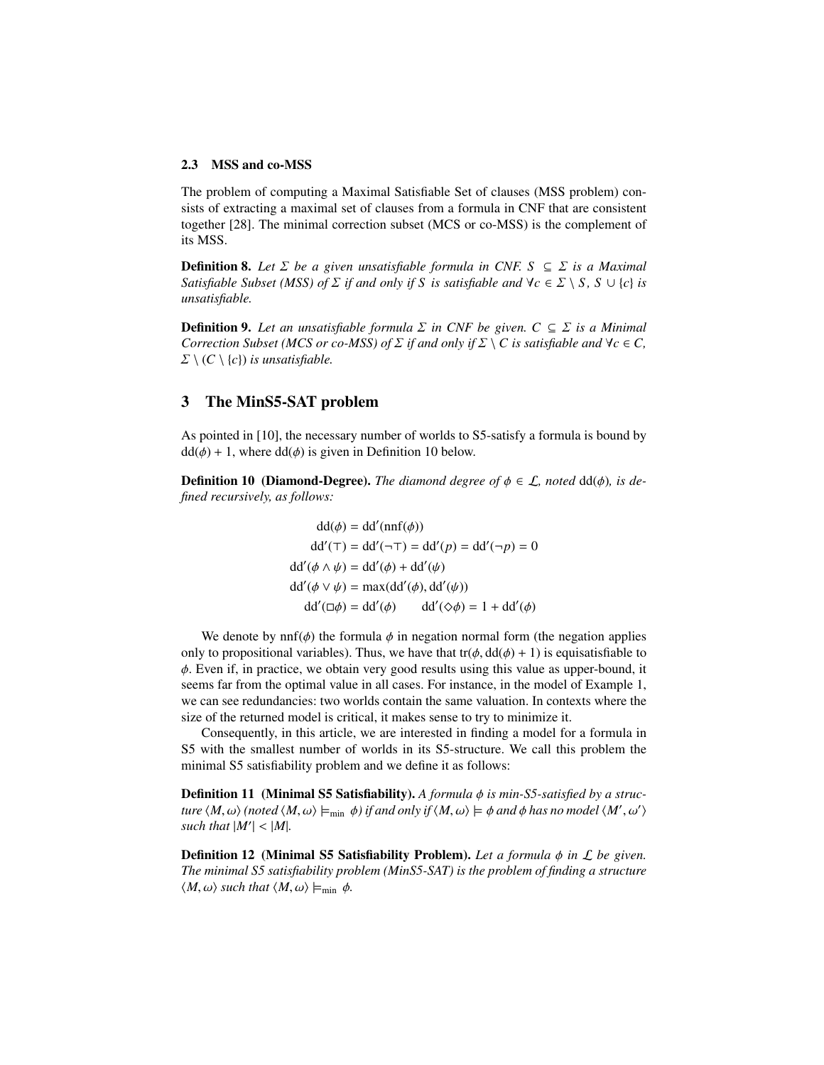### 2.3 MSS and co-MSS

The problem of computing a Maximal Satisfiable Set of clauses (MSS problem) consists of extracting a maximal set of clauses from a formula in CNF that are consistent together [28]. The minimal correction subset (MCS or co-MSS) is the complement of its MSS.

**Definition 8.** *Let $\Sigma$ be a given unsatisfiable formula in CNF. $S \subseteq \Sigma$ is a Maximal Satisfiable Subset (MSS) of $\Sigma$ if and only if $S$ is satisfiable and $\forall c \in \Sigma \setminus S$, $S \cup \{c\}$ is unsatisfiable.*

**Definition 9.** *Let an unsatisfiable formula $\Sigma$ in CNF be given. $C \subseteq \Sigma$ is a Minimal Correction Subset (MCS or co-MSS) of $\Sigma$ if and only if $\Sigma \setminus C$ is satisfiable and $\forall c \in C$, $\Sigma \setminus (C \setminus \{c\})$ is unsatisfiable.*

## 3 The MinS5-SAT problem

As pointed in [10], the necessary number of worlds to S5-satisfy a formula is bound by $\mathrm{dd}(\phi) + 1$, where $\mathrm{dd}(\phi)$ is given in Definition 10 below.

**Definition 10 (Diamond-Degree).** *The diamond degree of $\phi \in \mathcal{L}$, noted $\mathrm{dd}(\phi)$, is defined recursively, as follows:*

$$
\begin{aligned}
\mathrm{dd}(\phi) &= \mathrm{dd}'(\mathrm{nnf}(\phi)) \\
\mathrm{dd}'(\top) = \mathrm{dd}'(\neg\top) &= \mathrm{dd}'(p) = \mathrm{dd}'(\neg p) = 0 \\
\mathrm{dd}'(\phi \wedge \psi) &= \mathrm{dd}'(\phi) + \mathrm{dd}'(\psi) \\
\mathrm{dd}'(\phi \vee \psi) &= \max(\mathrm{dd}'(\phi), \mathrm{dd}'(\psi)) \\
\mathrm{dd}'(\Box\phi) = \mathrm{dd}'(\phi) & \qquad \mathrm{dd}'(\Diamond\phi) = 1 + \mathrm{dd}'(\phi)
\end{aligned}
$$

We denote by $\mathrm{nnf}(\phi)$ the formula $\phi$ in negation normal form (the negation applies only to propositional variables). Thus, we have that $\mathrm{tr}(\phi, \mathrm{dd}(\phi) + 1)$ is equisatisfiable to $\phi$. Even if, in practice, we obtain very good results using this value as upper-bound, it seems far from the optimal value in all cases. For instance, in the model of Example 1, we can see redundancies: two worlds contain the same valuation. In contexts where the size of the returned model is critical, it makes sense to try to minimize it.

Consequently, in this article, we are interested in finding a model for a formula in S5 with the smallest number of worlds in its S5-structure. We call this problem the minimal S5 satisfiability problem and we define it as follows:

**Definition 11 (Minimal S5 Satisfiability).** *A formula $\phi$ is min-S5-satisfied by a structure $\langle M, \omega \rangle$ (noted $\langle M, \omega \rangle \models_{\min} \phi$) if and only if $\langle M, \omega \rangle \models \phi$ and $\phi$ has no model $\langle M', \omega' \rangle$ such that $|M'| < |M|$.*

**Definition 12 (Minimal S5 Satisfiability Problem).** *Let a formula $\phi$ in $\mathcal{L}$ be given. The minimal S5 satisfiability problem (MinS5-SAT) is the problem of finding a structure $\langle M, \omega \rangle$ such that $\langle M, \omega \rangle \models_{\min} \phi$.*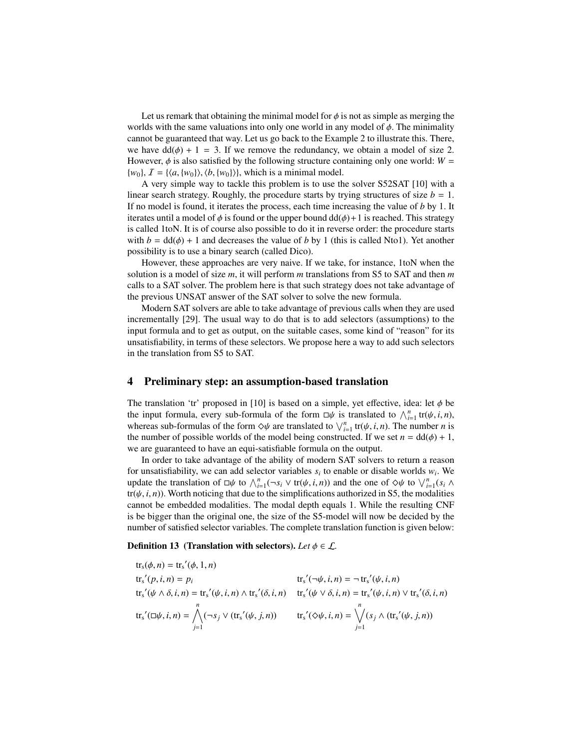Let us remark that obtaining the minimal model for $\phi$ is not as simple as merging the worlds with the same valuations into only one world in any model of $\phi$. The minimality cannot be guaranteed that way. Let us go back to the Example 2 to illustrate this. There, we have $\mathrm{dd}(\phi) + 1 = 3$. If we remove the redundancy, we obtain a model of size 2. However, $\phi$ is also satisfied by the following structure containing only one world: $W = \{w_0\}$, $\mathcal{I} = \{\langle a, \{w_0\}\rangle, \langle b, \{w_0\}\rangle\}$, which is a minimal model.

A very simple way to tackle this problem is to use the solver S52SAT [10] with a linear search strategy. Roughly, the procedure starts by trying structures of size $b = 1$. If no model is found, it iterates the process, each time increasing the value of $b$ by 1. It iterates until a model of $\phi$ is found or the upper bound $\mathrm{dd}(\phi)+1$ is reached. This strategy is called 1toN. It is of course also possible to do it in reverse order: the procedure starts with $b = \mathrm{dd}(\phi) + 1$ and decreases the value of $b$ by 1 (this is called Nto1). Yet another possibility is to use a binary search (called Dico).

However, these approaches are very naive. If we take, for instance, 1toN when the solution is a model of size $m$, it will perform $m$ translations from S5 to SAT and then $m$ calls to a SAT solver. The problem here is that such strategy does not take advantage of the previous UNSAT answer of the SAT solver to solve the new formula.

Modern SAT solvers are able to take advantage of previous calls when they are used incrementally [29]. The usual way to do that is to add selectors (assumptions) to the input formula and to get as output, on the suitable cases, some kind of "reason" for its unsatisfiability, in terms of these selectors. We propose here a way to add such selectors in the translation from S5 to SAT.

## 4 Preliminary step: an assumption-based translation

The translation 'tr' proposed in [10] is based on a simple, yet effective, idea: let $\phi$ be the input formula, every sub-formula of the form $\Box\psi$ is translated to $\bigwedge_{i=1}^{n} \mathrm{tr}(\psi, i, n)$, whereas sub-formulas of the form $\Diamond\psi$ are translated to $\bigvee_{i=1}^{n} \mathrm{tr}(\psi, i, n)$. The number $n$ is the number of possible worlds of the model being constructed. If we set $n = \mathrm{dd}(\phi) + 1$, we are guaranteed to have an equi-satisfiable formula on the output.

In order to take advantage of the ability of modern SAT solvers to return a reason for unsatisfiability, we can add selector variables $s_i$ to enable or disable worlds $w_i$. We update the translation of $\Box\psi$ to $\bigwedge_{i=1}^{n}(\neg s_i \vee \mathrm{tr}(\psi, i, n))$ and the one of $\Diamond\psi$ to $\bigvee_{i=1}^{n}(s_i \wedge \mathrm{tr}(\psi, i, n))$. Worth noticing that due to the simplifications authorized in S5, the modalities cannot be embedded modalities. The modal depth equals 1. While the resulting CNF is be bigger than the original one, the size of the S5-model will now be decided by the number of satisfied selector variables. The complete translation function is given below:

**Definition 13 (Translation with selectors).** *Let $\phi \in \mathcal{L}$.*

$$\mathrm{tr_s}(\phi, n) = \mathrm{tr_s}'(\phi, 1, n)$$

$$\mathrm{tr_s}'(p, i, n) = p_i \qquad \mathrm{tr_s}'(\neg\psi, i, n) = \neg\, \mathrm{tr_s}'(\psi, i, n)$$

$$\mathrm{tr_s}'(\psi \wedge \delta, i, n) = \mathrm{tr_s}'(\psi, i, n) \wedge \mathrm{tr_s}'(\delta, i, n) \qquad \mathrm{tr_s}'(\psi \vee \delta, i, n) = \mathrm{tr_s}'(\psi, i, n) \vee \mathrm{tr_s}'(\delta, i, n)$$

$$\mathrm{tr_s}'(\Box\psi, i, n) = \bigwedge_{j=1}^{n}(\neg s_j \vee (\mathrm{tr_s}'(\psi, j, n)) \qquad \mathrm{tr_s}'(\Diamond\psi, i, n) = \bigvee_{j=1}^{n}(s_j \wedge (\mathrm{tr_s}'(\psi, j, n))$$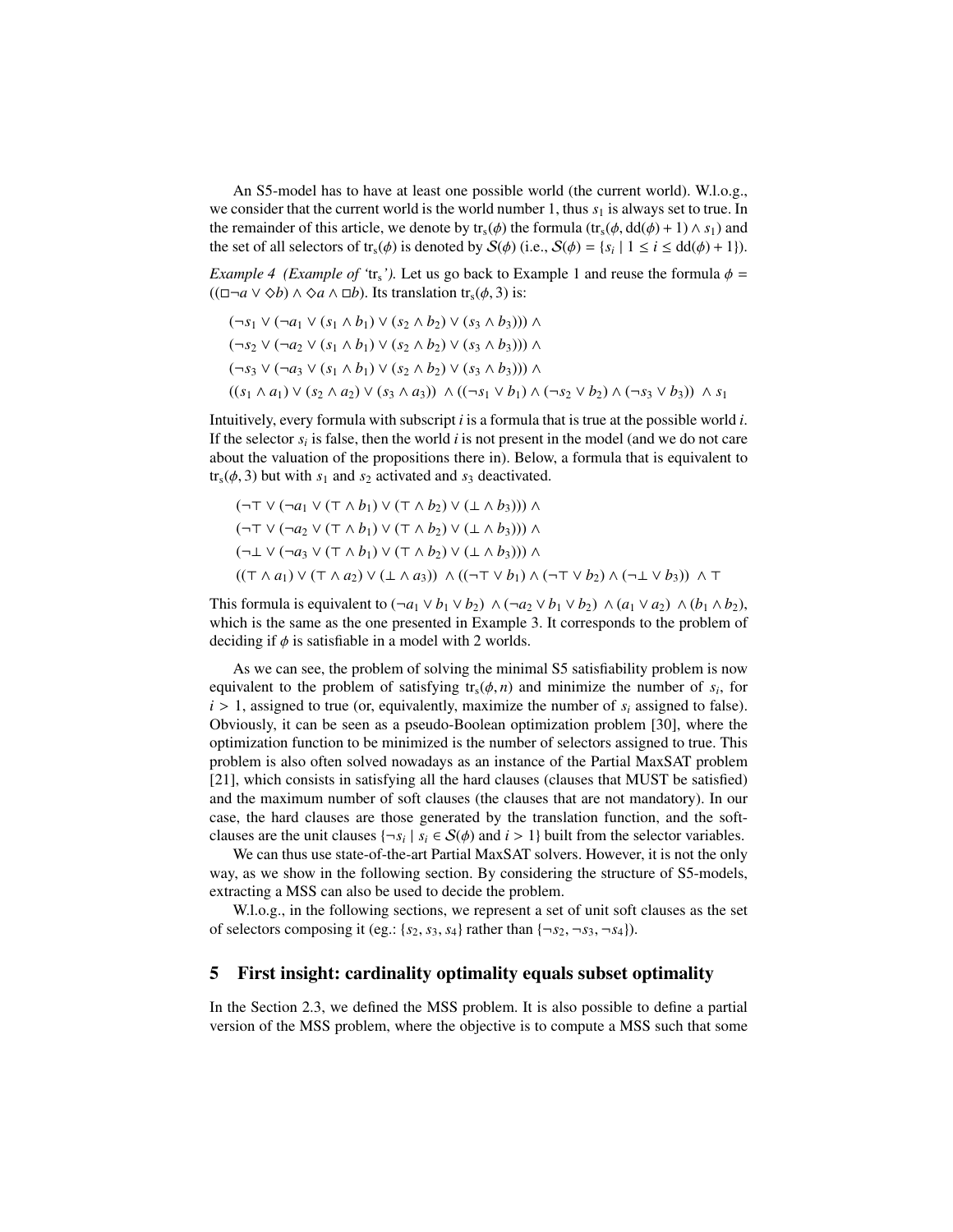An S5-model has to have at least one possible world (the current world). W.l.o.g., we consider that the current world is the world number 1, thus $s_1$ is always set to true. In the remainder of this article, we denote by $\text{tr}_s(\phi)$ the formula $(\text{tr}_s(\phi, \text{dd}(\phi) + 1) \wedge s_1)$ and the set of all selectors of $\text{tr}_s(\phi)$ is denoted by $\mathcal{S}(\phi)$ (i.e., $\mathcal{S}(\phi) = \{s_i \mid 1 \leq i \leq \text{dd}(\phi) + 1\}$).

*Example 4 (Example of '*$\text{tr}_s$*').* Let us go back to Example 1 and reuse the formula $\phi = ((\Box\neg a \vee \Diamond b) \wedge \Diamond a \wedge \Box b)$. Its translation $\text{tr}_s(\phi, 3)$ is:

$$(\neg s_1 \vee (\neg a_1 \vee (s_1 \wedge b_1) \vee (s_2 \wedge b_2) \vee (s_3 \wedge b_3))) \wedge$$
$$(\neg s_2 \vee (\neg a_2 \vee (s_1 \wedge b_1) \vee (s_2 \wedge b_2) \vee (s_3 \wedge b_3))) \wedge$$
$$(\neg s_3 \vee (\neg a_3 \vee (s_1 \wedge b_1) \vee (s_2 \wedge b_2) \vee (s_3 \wedge b_3))) \wedge$$
$$((s_1 \wedge a_1) \vee (s_2 \wedge a_2) \vee (s_3 \wedge a_3)) \wedge ((\neg s_1 \vee b_1) \wedge (\neg s_2 \vee b_2) \wedge (\neg s_3 \vee b_3)) \wedge s_1$$

Intuitively, every formula with subscript $i$ is a formula that is true at the possible world $i$. If the selector $s_i$ is false, then the world $i$ is not present in the model (and we do not care about the valuation of the propositions there in). Below, a formula that is equivalent to $\text{tr}_s(\phi, 3)$ but with $s_1$ and $s_2$ activated and $s_3$ deactivated.

$$(\neg\top \vee (\neg a_1 \vee (\top \wedge b_1) \vee (\top \wedge b_2) \vee (\bot \wedge b_3))) \wedge$$
$$(\neg\top \vee (\neg a_2 \vee (\top \wedge b_1) \vee (\top \wedge b_2) \vee (\bot \wedge b_3))) \wedge$$
$$(\neg\bot \vee (\neg a_3 \vee (\top \wedge b_1) \vee (\top \wedge b_2) \vee (\bot \wedge b_3))) \wedge$$
$$((\top \wedge a_1) \vee (\top \wedge a_2) \vee (\bot \wedge a_3)) \wedge ((\neg\top \vee b_1) \wedge (\neg\top \vee b_2) \wedge (\neg\bot \vee b_3)) \wedge \top$$

This formula is equivalent to $(\neg a_1 \vee b_1 \vee b_2) \wedge (\neg a_2 \vee b_1 \vee b_2) \wedge (a_1 \vee a_2) \wedge (b_1 \wedge b_2)$, which is the same as the one presented in Example 3. It corresponds to the problem of deciding if $\phi$ is satisfiable in a model with 2 worlds.

As we can see, the problem of solving the minimal S5 satisfiability problem is now equivalent to the problem of satisfying $\text{tr}_s(\phi, n)$ and minimize the number of $s_i$, for $i > 1$, assigned to true (or, equivalently, maximize the number of $s_i$ assigned to false). Obviously, it can be seen as a pseudo-Boolean optimization problem [30], where the optimization function to be minimized is the number of selectors assigned to true. This problem is also often solved nowadays as an instance of the Partial MaxSAT problem [21], which consists in satisfying all the hard clauses (clauses that MUST be satisfied) and the maximum number of soft clauses (the clauses that are not mandatory). In our case, the hard clauses are those generated by the translation function, and the soft-clauses are the unit clauses $\{\neg s_i \mid s_i \in \mathcal{S}(\phi) \text{ and } i > 1\}$ built from the selector variables.

We can thus use state-of-the-art Partial MaxSAT solvers. However, it is not the only way, as we show in the following section. By considering the structure of S5-models, extracting a MSS can also be used to decide the problem.

W.l.o.g., in the following sections, we represent a set of unit soft clauses as the set of selectors composing it (eg.: $\{s_2, s_3, s_4\}$ rather than $\{\neg s_2, \neg s_3, \neg s_4\}$).

## 5 First insight: cardinality optimality equals subset optimality

In the Section 2.3, we defined the MSS problem. It is also possible to define a partial version of the MSS problem, where the objective is to compute a MSS such that some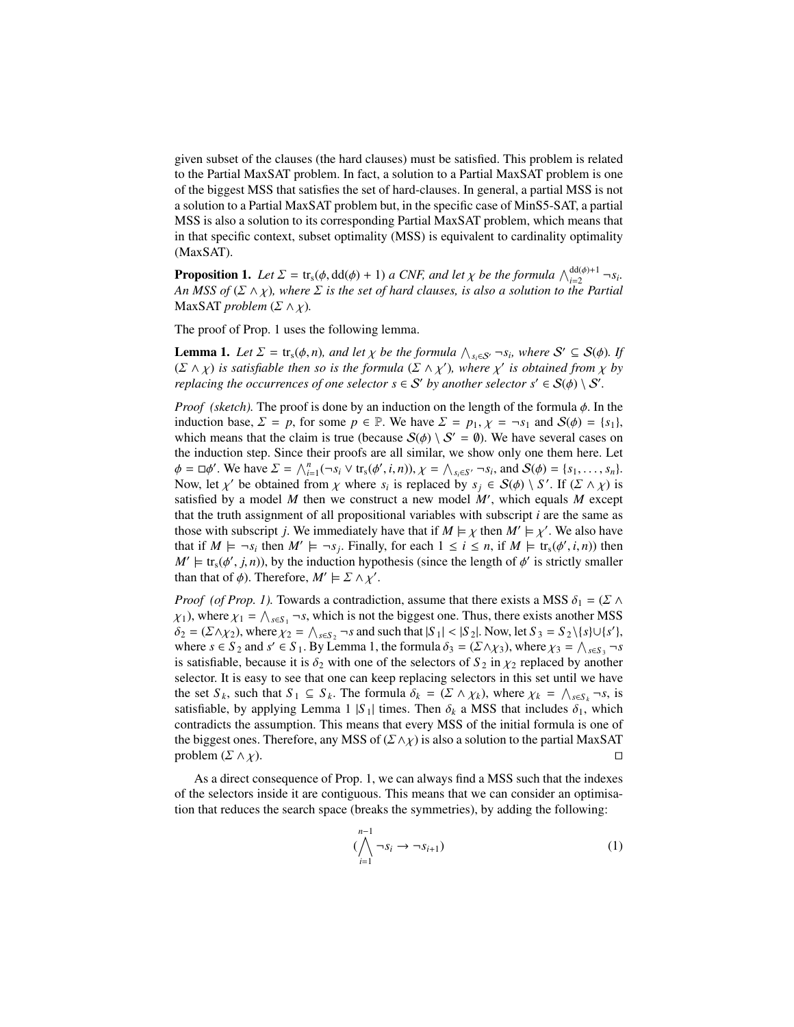given subset of the clauses (the hard clauses) must be satisfied. This problem is related to the Partial MaxSAT problem. In fact, a solution to a Partial MaxSAT problem is one of the biggest MSS that satisfies the set of hard-clauses. In general, a partial MSS is not a solution to a Partial MaxSAT problem but, in the specific case of MinS5-SAT, a partial MSS is also a solution to its corresponding Partial MaxSAT problem, which means that in that specific context, subset optimality (MSS) is equivalent to cardinality optimality (MaxSAT).

**Proposition 1.** *Let $\Sigma = \mathrm{tr_s}(\phi, \mathrm{dd}(\phi) + 1)$ a CNF, and let $\chi$ be the formula $\bigwedge_{i=2}^{\mathrm{dd}(\phi)+1} \neg s_i$. An MSS of $(\Sigma \wedge \chi)$, where $\Sigma$ is the set of hard clauses, is also a solution to the Partial* MaxSAT *problem $(\Sigma \wedge \chi)$.*

The proof of Prop. 1 uses the following lemma.

**Lemma 1.** *Let $\Sigma = \mathrm{tr_s}(\phi, n)$, and let $\chi$ be the formula $\bigwedge_{s_i \in \mathcal{S}'} \neg s_i$, where $\mathcal{S}' \subseteq \mathcal{S}(\phi)$. If $(\Sigma \wedge \chi)$ is satisfiable then so is the formula $(\Sigma \wedge \chi')$, where $\chi'$ is obtained from $\chi$ by replacing the occurrences of one selector $s \in \mathcal{S}'$ by another selector $s' \in \mathcal{S}(\phi) \setminus \mathcal{S}'$.*

*Proof (sketch).* The proof is done by an induction on the length of the formula $\phi$. In the induction base, $\Sigma = p$, for some $p \in \mathbb{P}$. We have $\Sigma = p_1$, $\chi = \neg s_1$ and $\mathcal{S}(\phi) = \{s_1\}$, which means that the claim is true (because $\mathcal{S}(\phi) \setminus \mathcal{S}' = \emptyset$). We have several cases on the induction step. Since their proofs are all similar, we show only one them here. Let $\phi = \Box\phi'$. We have $\Sigma = \bigwedge_{i=1}^{n}(\neg s_i \vee \mathrm{tr_s}(\phi', i, n))$, $\chi = \bigwedge_{s_i \in S'} \neg s_i$, and $\mathcal{S}(\phi) = \{s_1, \ldots, s_n\}$. Now, let $\chi'$ be obtained from $\chi$ where $s_i$ is replaced by $s_j \in \mathcal{S}(\phi) \setminus S'$. If $(\Sigma \wedge \chi)$ is satisfied by a model $M$ then we construct a new model $M'$, which equals $M$ except that the truth assignment of all propositional variables with subscript $i$ are the same as those with subscript $j$. We immediately have that if $M \models \chi$ then $M' \models \chi'$. We also have that if $M \models \neg s_i$ then $M' \models \neg s_j$. Finally, for each $1 \leq i \leq n$, if $M \models \mathrm{tr_s}(\phi', i, n))$ then $M' \models \mathrm{tr_s}(\phi', j, n))$, by the induction hypothesis (since the length of $\phi'$ is strictly smaller than that of $\phi$). Therefore, $M' \models \Sigma \wedge \chi'$.

*Proof (of Prop. 1).* Towards a contradiction, assume that there exists a MSS $\delta_1 = (\Sigma \wedge \chi_1)$, where $\chi_1 = \bigwedge_{s \in S_1} \neg s$, which is not the biggest one. Thus, there exists another MSS $\delta_2 = (\Sigma \wedge \chi_2)$, where $\chi_2 = \bigwedge_{s \in S_2} \neg s$ and such that $|S_1| < |S_2|$. Now, let $S_3 = S_2 \setminus \{s\} \cup \{s'\}$, where $s \in S_2$ and $s' \in S_1$. By Lemma 1, the formula $\delta_3 = (\Sigma \wedge \chi_3)$, where $\chi_3 = \bigwedge_{s \in S_3} \neg s$ is satisfiable, because it is $\delta_2$ with one of the selectors of $S_2$ in $\chi_2$ replaced by another selector. It is easy to see that one can keep replacing selectors in this set until we have the set $S_k$, such that $S_1 \subseteq S_k$. The formula $\delta_k = (\Sigma \wedge \chi_k)$, where $\chi_k = \bigwedge_{s \in S_k} \neg s$, is satisfiable, by applying Lemma 1 $|S_1|$ times. Then $\delta_k$ a MSS that includes $\delta_1$, which contradicts the assumption. This means that every MSS of the initial formula is one of the biggest ones. Therefore, any MSS of $(\Sigma \wedge \chi)$ is also a solution to the partial MaxSAT problem $(\Sigma \wedge \chi)$. $\square$

As a direct consequence of Prop. 1, we can always find a MSS such that the indexes of the selectors inside it are contiguous. This means that we can consider an optimisation that reduces the search space (breaks the symmetries), by adding the following:

$$(\bigwedge_{i=1}^{n-1} \neg s_i \rightarrow \neg s_{i+1}) \tag{1}$$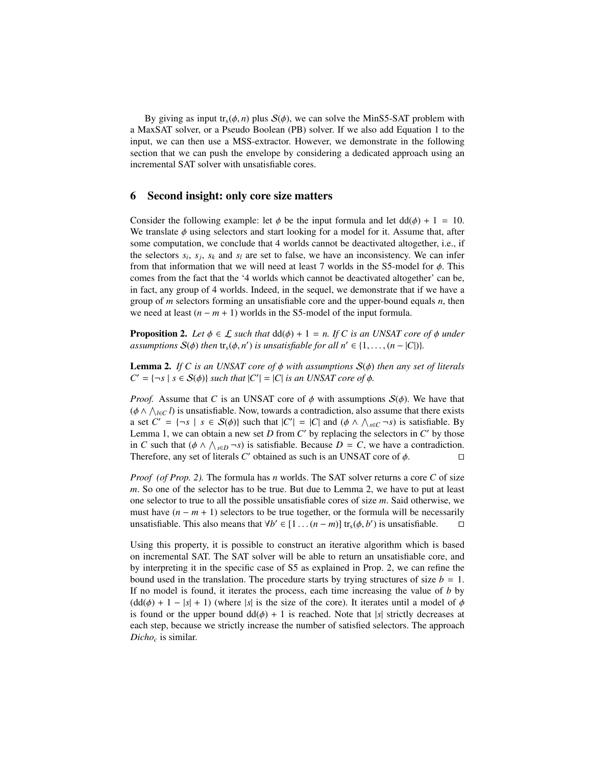By giving as input $\text{tr}_s(\phi, n)$ plus $\mathcal{S}(\phi)$, we can solve the MinS5-SAT problem with a MaxSAT solver, or a Pseudo Boolean (PB) solver. If we also add Equation 1 to the input, we can then use a MSS-extractor. However, we demonstrate in the following section that we can push the envelope by considering a dedicated approach using an incremental SAT solver with unsatisfiable cores.

## 6 Second insight: only core size matters

Consider the following example: let $\phi$ be the input formula and let $\text{dd}(\phi) + 1 = 10$. We translate $\phi$ using selectors and start looking for a model for it. Assume that, after some computation, we conclude that 4 worlds cannot be deactivated altogether, i.e., if the selectors $s_i$, $s_j$, $s_k$ and $s_l$ are set to false, we have an inconsistency. We can infer from that information that we will need at least 7 worlds in the S5-model for $\phi$. This comes from the fact that the '4 worlds which cannot be deactivated altogether' can be, in fact, any group of 4 worlds. Indeed, in the sequel, we demonstrate that if we have a group of $m$ selectors forming an unsatisfiable core and the upper-bound equals $n$, then we need at least $(n - m + 1)$ worlds in the S5-model of the input formula.

**Proposition 2.** *Let $\phi \in \mathcal{L}$ such that $\text{dd}(\phi) + 1 = n$. If $C$ is an UNSAT core of $\phi$ under assumptions $\mathcal{S}(\phi)$ then $\text{tr}_s(\phi, n')$ is unsatisfiable for all $n' \in \{1, \ldots, (n - |C|)\}$.*

**Lemma 2.** *If $C$ is an UNSAT core of $\phi$ with assumptions $\mathcal{S}(\phi)$ then any set of literals $C' = \{\neg s \mid s \in \mathcal{S}(\phi)\}$ such that $|C'| = |C|$ is an UNSAT core of $\phi$.*

*Proof.* Assume that $C$ is an UNSAT core of $\phi$ with assumptions $\mathcal{S}(\phi)$. We have that $(\phi \wedge \bigwedge_{l \in C} l)$ is unsatisfiable. Now, towards a contradiction, also assume that there exists a set $C' = \{\neg s \mid s \in \mathcal{S}(\phi)\}$ such that $|C'| = |C|$ and $(\phi \wedge \bigwedge_{s \in C} \neg s)$ is satisfiable. By Lemma 1, we can obtain a new set $D$ from $C'$ by replacing the selectors in $C'$ by those in $C$ such that $(\phi \wedge \bigwedge_{s \in D} \neg s)$ is satisfiable. Because $D = C$, we have a contradiction. Therefore, any set of literals $C'$ obtained as such is an UNSAT core of $\phi$. □

*Proof (of Prop. 2).* The formula has $n$ worlds. The SAT solver returns a core $C$ of size $m$. So one of the selector has to be true. But due to Lemma 2, we have to put at least one selector to true to all the possible unsatisfiable cores of size $m$. Said otherwise, we must have $(n - m + 1)$ selectors to be true together, or the formula will be necessarily unsatisfiable. This also means that $\forall b' \in [1 \ldots (n - m)]$ $\text{tr}_s(\phi, b')$ is unsatisfiable. □

Using this property, it is possible to construct an iterative algorithm which is based on incremental SAT. The SAT solver will be able to return an unsatisfiable core, and by interpreting it in the specific case of S5 as explained in Prop. 2, we can refine the bound used in the translation. The procedure starts by trying structures of size $b = 1$. If no model is found, it iterates the process, each time increasing the value of $b$ by $(\text{dd}(\phi) + 1 - |s| + 1)$ (where $|s|$ is the size of the core). It iterates until a model of $\phi$ is found or the upper bound $\text{dd}(\phi) + 1$ is reached. Note that $|s|$ strictly decreases at each step, because we strictly increase the number of satisfied selectors. The approach $Dicho_c$ is similar.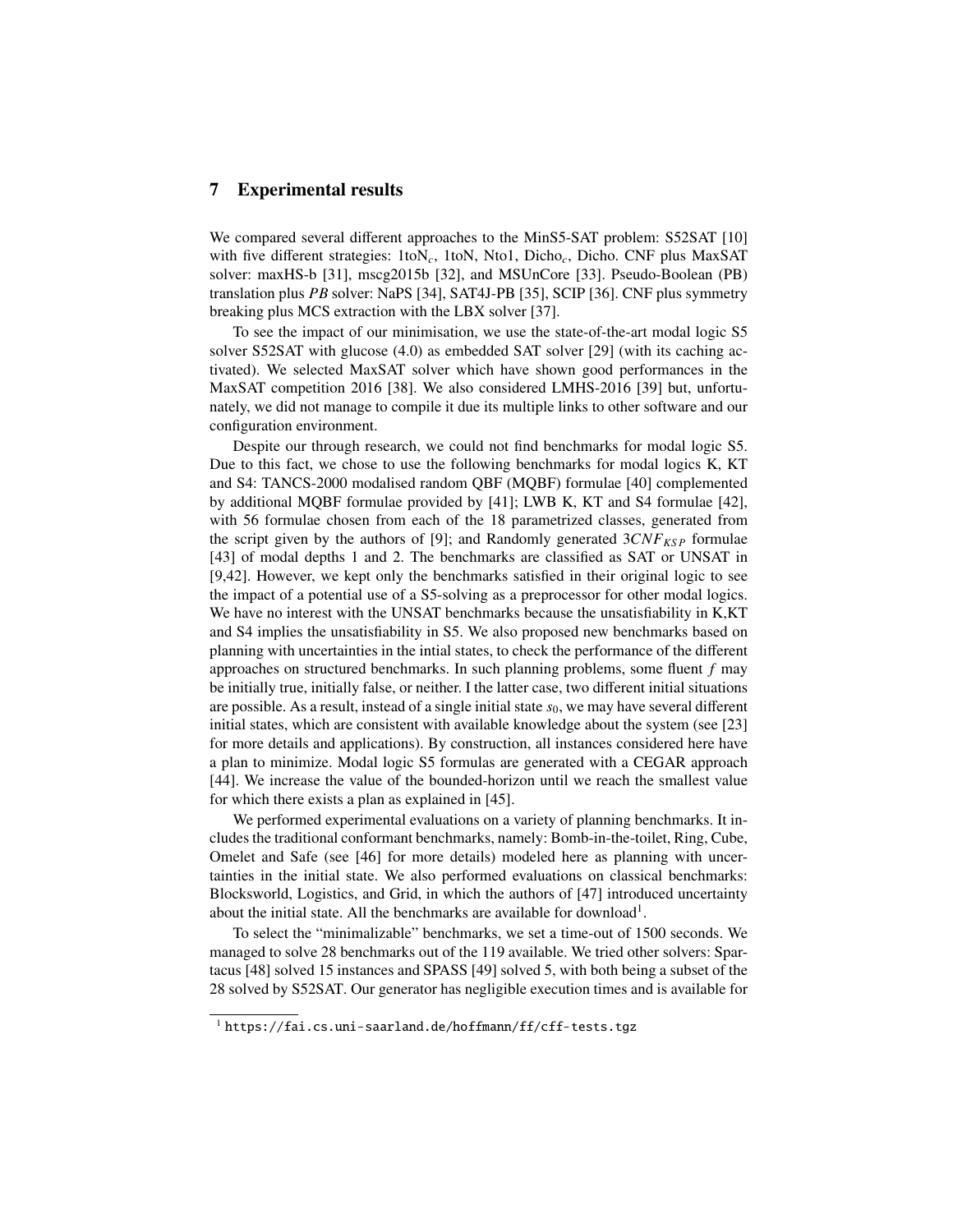## 7 Experimental results

We compared several different approaches to the MinS5-SAT problem: S52SAT [10] with five different strategies: $1toN_c$, 1toN, Nto1, $Dicho_c$, Dicho. CNF plus MaxSAT solver: maxHS-b [31], mscg2015b [32], and MSUnCore [33]. Pseudo-Boolean (PB) translation plus *PB* solver: NaPS [34], SAT4J-PB [35], SCIP [36]. CNF plus symmetry breaking plus MCS extraction with the LBX solver [37].

To see the impact of our minimisation, we use the state-of-the-art modal logic S5 solver S52SAT with glucose (4.0) as embedded SAT solver [29] (with its caching activated). We selected MaxSAT solver which have shown good performances in the MaxSAT competition 2016 [38]. We also considered LMHS-2016 [39] but, unfortunately, we did not manage to compile it due its multiple links to other software and our configuration environment.

Despite our through research, we could not find benchmarks for modal logic S5. Due to this fact, we chose to use the following benchmarks for modal logics K, KT and S4: TANCS-2000 modalised random QBF (MQBF) formulae [40] complemented by additional MQBF formulae provided by [41]; LWB K, KT and S4 formulae [42], with 56 formulae chosen from each of the 18 parametrized classes, generated from the script given by the authors of [9]; and Randomly generated $3CNF_{KSP}$ formulae [43] of modal depths 1 and 2. The benchmarks are classified as SAT or UNSAT in [9,42]. However, we kept only the benchmarks satisfied in their original logic to see the impact of a potential use of a S5-solving as a preprocessor for other modal logics. We have no interest with the UNSAT benchmarks because the unsatisfiability in K,KT and S4 implies the unsatisfiability in S5. We also proposed new benchmarks based on planning with uncertainties in the intial states, to check the performance of the different approaches on structured benchmarks. In such planning problems, some fluent $f$ may be initially true, initially false, or neither. I the latter case, two different initial situations are possible. As a result, instead of a single initial state $s_0$, we may have several different initial states, which are consistent with available knowledge about the system (see [23] for more details and applications). By construction, all instances considered here have a plan to minimize. Modal logic S5 formulas are generated with a CEGAR approach [44]. We increase the value of the bounded-horizon until we reach the smallest value for which there exists a plan as explained in [45].

We performed experimental evaluations on a variety of planning benchmarks. It includes the traditional conformant benchmarks, namely: Bomb-in-the-toilet, Ring, Cube, Omelet and Safe (see [46] for more details) modeled here as planning with uncertainties in the initial state. We also performed evaluations on classical benchmarks: Blocksworld, Logistics, and Grid, in which the authors of [47] introduced uncertainty about the initial state. All the benchmarks are available for download[1].

To select the "minimalizable" benchmarks, we set a time-out of 1500 seconds. We managed to solve 28 benchmarks out of the 119 available. We tried other solvers: Spartacus [48] solved 15 instances and SPASS [49] solved 5, with both being a subset of the 28 solved by S52SAT. Our generator has negligible execution times and is available for

[1] https://fai.cs.uni-saarland.de/hoffmann/ff/cff-tests.tgz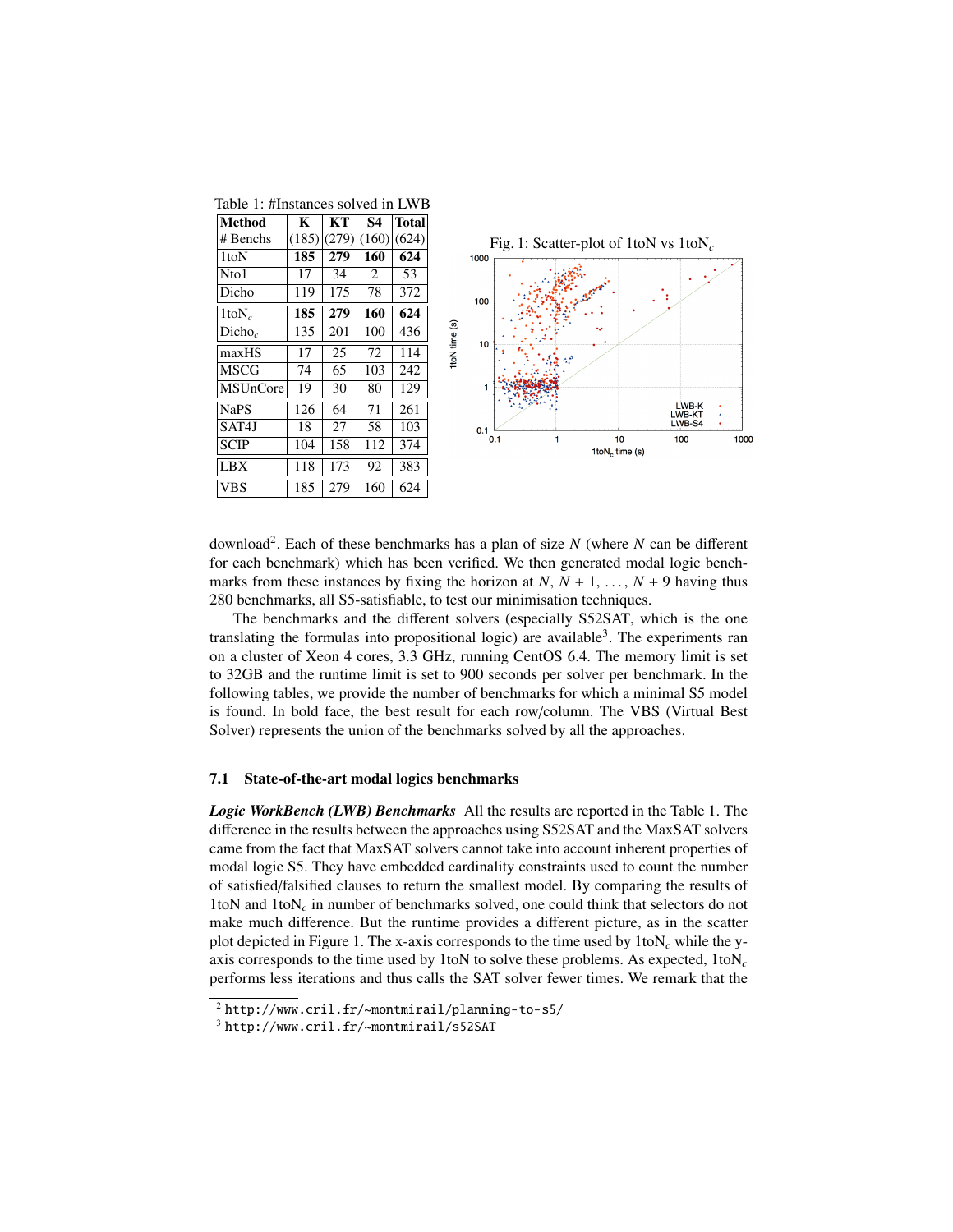Table 1: #Instances solved in LWB

| Method | K | KT | S4 | Total |
|---|---|---|---|---|
| # Benchs | (185) | (279) | (160) | (624) |
| 1toN | **185** | **279** | **160** | **624** |
| Nto1 | 17 | 34 | 2 | 53 |
| Dicho | 119 | 175 | 78 | 372 |
| 1toN$_c$ | **185** | **279** | **160** | **624** |
| Dicho$_c$ | 135 | 201 | 100 | 436 |
| maxHS | 17 | 25 | 72 | 114 |
| MSCG | 74 | 65 | 103 | 242 |
| MSUnCore | 19 | 30 | 80 | 129 |
| NaPS | 126 | 64 | 71 | 261 |
| SAT4J | 18 | 27 | 58 | 103 |
| SCIP | 104 | 158 | 112 | 374 |
| LBX | 118 | 173 | 92 | 383 |
| VBS | 185 | 279 | 160 | 624 |

Fig. 1: Scatter-plot of 1toN vs 1toN$_c$

1toN time (s)

1000
100
10
1
0.1

0.1
1
10
100
1000

1toN$_c$ time (s)

LWB-K
LWB-KT
LWB-S4

download[2]. Each of these benchmarks has a plan of size $N$ (where $N$ can be different for each benchmark) which has been verified. We then generated modal logic benchmarks from these instances by fixing the horizon at $N$, $N+1$, ..., $N+9$ having thus 280 benchmarks, all S5-satisfiable, to test our minimisation techniques.

The benchmarks and the different solvers (especially S52SAT, which is the one translating the formulas into propositional logic) are available[3]. The experiments ran on a cluster of Xeon 4 cores, 3.3 GHz, running CentOS 6.4. The memory limit is set to 32GB and the runtime limit is set to 900 seconds per solver per benchmark. In the following tables, we provide the number of benchmarks for which a minimal S5 model is found. In bold face, the best result for each row/column. The VBS (Virtual Best Solver) represents the union of the benchmarks solved by all the approaches.

### 7.1 State-of-the-art modal logics benchmarks

***Logic WorkBench (LWB) Benchmarks*** All the results are reported in the Table 1. The difference in the results between the approaches using S52SAT and the MaxSAT solvers came from the fact that MaxSAT solvers cannot take into account inherent properties of modal logic S5. They have embedded cardinality constraints used to count the number of satisfied/falsified clauses to return the smallest model. By comparing the results of 1toN and 1toN$_c$ in number of benchmarks solved, one could think that selectors do not make much difference. But the runtime provides a different picture, as in the scatter plot depicted in Figure 1. The x-axis corresponds to the time used by 1toN$_c$ while the y-axis corresponds to the time used by 1toN to solve these problems. As expected, 1toN$_c$ performs less iterations and thus calls the SAT solver fewer times. We remark that the

[2] http://www.cril.fr/~montmirail/planning-to-s5/

[3] http://www.cril.fr/~montmirail/s52SAT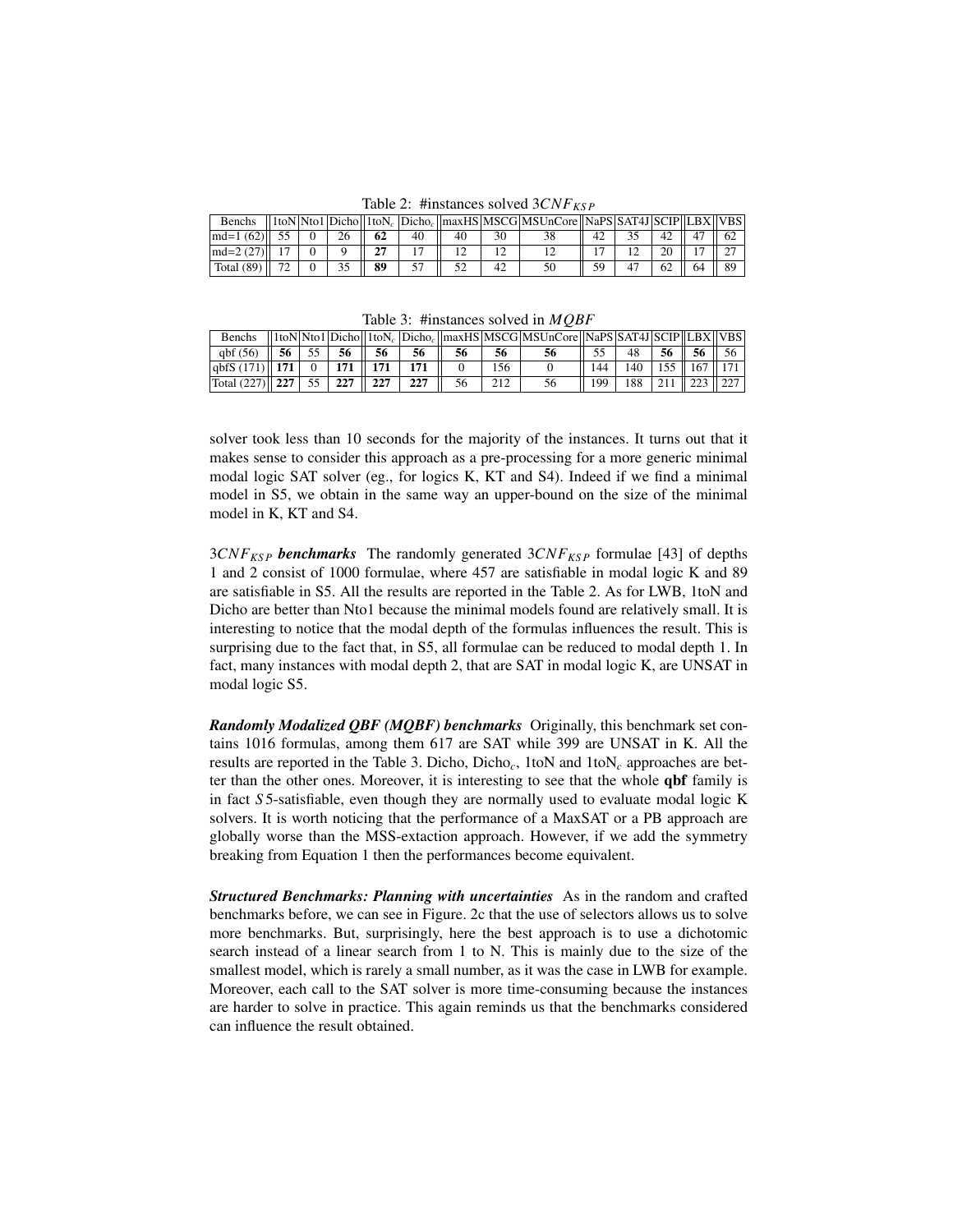Table 2: #instances solved $3CNF_{KSP}$

| Benchs | 1toN | Nto1 | Dicho | 1toN$_c$ | Dicho$_c$ | maxHS | MSCG | MSUnCore | NaPS | SAT4J | SCIP | LBX | VBS |
|---|---|---|---|---|---|---|---|---|---|---|---|---|---|
| md=1 (62) | 55 | 0 | 26 | **62** | 40 | 40 | 30 | 38 | 42 | 35 | 42 | 47 | 62 |
| md=2 (27) | 17 | 0 | 9 | **27** | 17 | 12 | 12 | 12 | 17 | 12 | 20 | 17 | 27 |
| Total (89) | 72 | 0 | 35 | **89** | 57 | 52 | 42 | 50 | 59 | 47 | 62 | 64 | 89 |

Table 3: #instances solved in $MQBF$

| Benchs | 1toN | Nto1 | Dicho | 1toN$_c$ | Dicho$_c$ | maxHS | MSCG | MSUnCore | NaPS | SAT4J | SCIP | LBX | VBS |
|---|---|---|---|---|---|---|---|---|---|---|---|---|---|
| qbf (56) | **56** | 55 | **56** | **56** | **56** | **56** | **56** | **56** | 55 | 48 | **56** | **56** | 56 |
| qbfS (171) | **171** | 0 | **171** | **171** | **171** | 0 | 156 | 0 | 144 | 140 | 155 | 167 | 171 |
| Total (227) | **227** | 55 | **227** | **227** | **227** | 56 | 212 | 56 | 199 | 188 | 211 | 223 | 227 |

solver took less than 10 seconds for the majority of the instances. It turns out that it makes sense to consider this approach as a pre-processing for a more generic minimal modal logic SAT solver (eg., for logics K, KT and S4). Indeed if we find a minimal model in S5, we obtain in the same way an upper-bound on the size of the minimal model in K, KT and S4.

***$3CNF_{KSP}$ benchmarks*** The randomly generated $3CNF_{KSP}$ formulae [43] of depths 1 and 2 consist of 1000 formulae, where 457 are satisfiable in modal logic K and 89 are satisfiable in S5. All the results are reported in the Table 2. As for LWB, 1toN and Dicho are better than Nto1 because the minimal models found are relatively small. It is interesting to notice that the modal depth of the formulas influences the result. This is surprising due to the fact that, in S5, all formulae can be reduced to modal depth 1. In fact, many instances with modal depth 2, that are SAT in modal logic K, are UNSAT in modal logic S5.

***Randomly Modalized QBF (MQBF) benchmarks*** Originally, this benchmark set contains 1016 formulas, among them 617 are SAT while 399 are UNSAT in K. All the results are reported in the Table 3. Dicho, Dicho$_c$, 1toN and 1toN$_c$ approaches are better than the other ones. Moreover, it is interesting to see that the whole **qbf** family is in fact $S5$-satisfiable, even though they are normally used to evaluate modal logic K solvers. It is worth noticing that the performance of a MaxSAT or a PB approach are globally worse than the MSS-extaction approach. However, if we add the symmetry breaking from Equation 1 then the performances become equivalent.

***Structured Benchmarks: Planning with uncertainties*** As in the random and crafted benchmarks before, we can see in Figure. 2c that the use of selectors allows us to solve more benchmarks. But, surprisingly, here the best approach is to use a dichotomic search instead of a linear search from 1 to N. This is mainly due to the size of the smallest model, which is rarely a small number, as it was the case in LWB for example. Moreover, each call to the SAT solver is more time-consuming because the instances are harder to solve in practice. This again reminds us that the benchmarks considered can influence the result obtained.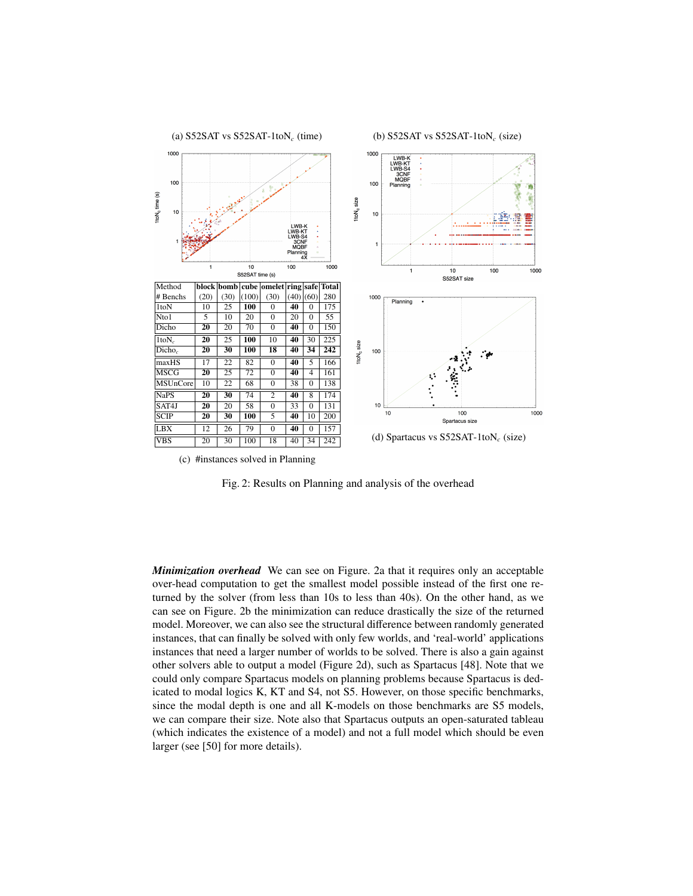(a) S52SAT vs S52SAT-1toN$_c$ (time)

1000
100
10
1
1toN$_c$ time (s)
1
10
100
1000
S52SAT time (s)
LWB-K
LWB-KT
LWB-S4
3CNF
MQBF
Planning
4X

(b) S52SAT vs S52SAT-1toN$_c$ (size)

1000
100
10
1
1toN$_c$ size
1
10
100
1000
S52SAT size
LWB-K
LWB-KT
LWB-S4
3CNF
MQBF
Planning

| Method | block | bomb | cube | omelet | ring | safe | Total |
|---|---|---|---|---|---|---|---|
| # Benchs | (20) | (30) | (100) | (30) | (40) | (60) | 280 |
| 1toN | 10 | 25 | **100** | 0 | **40** | 0 | 175 |
| Nto1 | 5 | 10 | 20 | 0 | 20 | 0 | 55 |
| Dicho | **20** | 20 | 70 | 0 | **40** | 0 | 150 |
| 1toN$_c$ | **20** | 25 | **100** | 10 | **40** | 30 | 225 |
| Dicho$_c$ | **20** | **30** | **100** | **18** | **40** | **34** | **242** |
| maxHS | 17 | 22 | 82 | 0 | **40** | 5 | 166 |
| MSCG | **20** | 25 | 72 | 0 | **40** | 4 | 161 |
| MSUnCore | 10 | 22 | 68 | 0 | 38 | 0 | 138 |
| NaPS | **20** | **30** | 74 | 2 | **40** | 8 | 174 |
| SAT4J | **20** | 20 | 58 | 0 | 33 | 0 | 131 |
| SCIP | **20** | **30** | **100** | 5 | **40** | 10 | 200 |
| LBX | 12 | 26 | 79 | 0 | **40** | 0 | 157 |
| VBS | 20 | 30 | 100 | 18 | 40 | 34 | 242 |

(c) #instances solved in Planning

1000
100
10
1toN$_c$ size
10
100
1000
Spartacus size
Planning

(d) Spartacus vs S52SAT-1toN$_c$ (size)

Fig. 2: Results on Planning and analysis of the overhead

***Minimization overhead*** We can see on Figure. 2a that it requires only an acceptable over-head computation to get the smallest model possible instead of the first one returned by the solver (from less than 10s to less than 40s). On the other hand, as we can see on Figure. 2b the minimization can reduce drastically the size of the returned model. Moreover, we can also see the structural difference between randomly generated instances, that can finally be solved with only few worlds, and 'real-world' applications instances that need a larger number of worlds to be solved. There is also a gain against other solvers able to output a model (Figure 2d), such as Spartacus [48]. Note that we could only compare Spartacus models on planning problems because Spartacus is dedicated to modal logics K, KT and S4, not S5. However, on those specific benchmarks, since the modal depth is one and all K-models on those benchmarks are S5 models, we can compare their size. Note also that Spartacus outputs an open-saturated tableau (which indicates the existence of a model) and not a full model which should be even larger (see [50] for more details).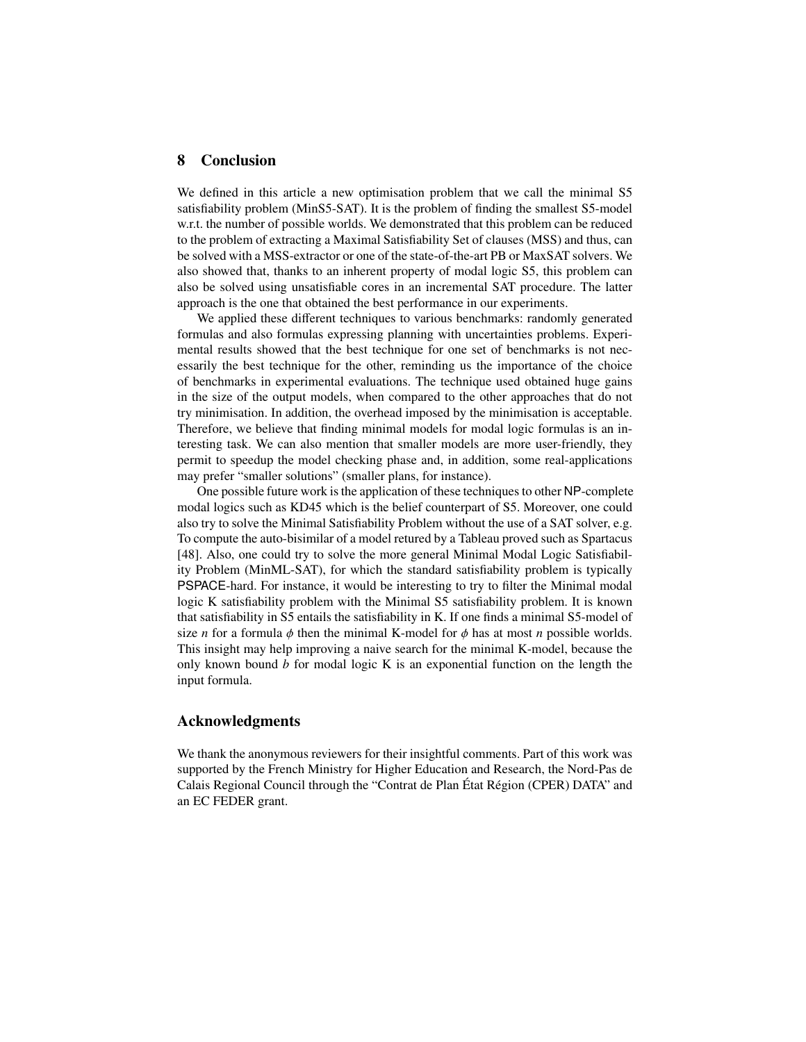## 8 Conclusion

We defined in this article a new optimisation problem that we call the minimal S5 satisfiability problem (MinS5-SAT). It is the problem of finding the smallest S5-model w.r.t. the number of possible worlds. We demonstrated that this problem can be reduced to the problem of extracting a Maximal Satisfiability Set of clauses (MSS) and thus, can be solved with a MSS-extractor or one of the state-of-the-art PB or MaxSAT solvers. We also showed that, thanks to an inherent property of modal logic S5, this problem can also be solved using unsatisfiable cores in an incremental SAT procedure. The latter approach is the one that obtained the best performance in our experiments.

We applied these different techniques to various benchmarks: randomly generated formulas and also formulas expressing planning with uncertainties problems. Experimental results showed that the best technique for one set of benchmarks is not necessarily the best technique for the other, reminding us the importance of the choice of benchmarks in experimental evaluations. The technique used obtained huge gains in the size of the output models, when compared to the other approaches that do not try minimisation. In addition, the overhead imposed by the minimisation is acceptable. Therefore, we believe that finding minimal models for modal logic formulas is an interesting task. We can also mention that smaller models are more user-friendly, they permit to speedup the model checking phase and, in addition, some real-applications may prefer "smaller solutions" (smaller plans, for instance).

One possible future work is the application of these techniques to other NP-complete modal logics such as KD45 which is the belief counterpart of S5. Moreover, one could also try to solve the Minimal Satisfiability Problem without the use of a SAT solver, e.g. To compute the auto-bisimilar of a model retured by a Tableau proved such as Spartacus [48]. Also, one could try to solve the more general Minimal Modal Logic Satisfiability Problem (MinML-SAT), for which the standard satisfiability problem is typically PSPACE-hard. For instance, it would be interesting to try to filter the Minimal modal logic K satisfiability problem with the Minimal S5 satisfiability problem. It is known that satisfiability in S5 entails the satisfiability in K. If one finds a minimal S5-model of size $n$ for a formula $\phi$ then the minimal K-model for $\phi$ has at most $n$ possible worlds. This insight may help improving a naive search for the minimal K-model, because the only known bound $b$ for modal logic K is an exponential function on the length the input formula.

## Acknowledgments

We thank the anonymous reviewers for their insightful comments. Part of this work was supported by the French Ministry for Higher Education and Research, the Nord-Pas de Calais Regional Council through the "Contrat de Plan État Région (CPER) DATA" and an EC FEDER grant.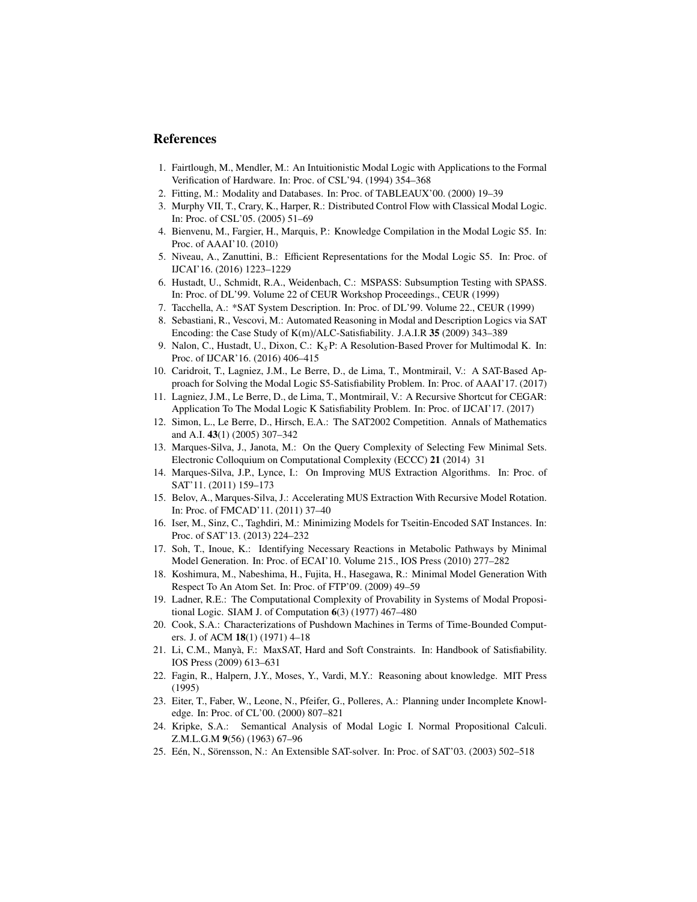## References

1. Fairtlough, M., Mendler, M.: An Intuitionistic Modal Logic with Applications to the Formal Verification of Hardware. In: Proc. of CSL'94. (1994) 354–368
2. Fitting, M.: Modality and Databases. In: Proc. of TABLEAUX'00. (2000) 19–39
3. Murphy VII, T., Crary, K., Harper, R.: Distributed Control Flow with Classical Modal Logic. In: Proc. of CSL'05. (2005) 51–69
4. Bienvenu, M., Fargier, H., Marquis, P.: Knowledge Compilation in the Modal Logic S5. In: Proc. of AAAI'10. (2010)
5. Niveau, A., Zanuttini, B.: Efficient Representations for the Modal Logic S5. In: Proc. of IJCAI'16. (2016) 1223–1229
6. Hustadt, U., Schmidt, R.A., Weidenbach, C.: MSPASS: Subsumption Testing with SPASS. In: Proc. of DL'99. Volume 22 of CEUR Workshop Proceedings., CEUR (1999)
7. Tacchella, A.: *SAT System Description. In: Proc. of DL'99. Volume 22., CEUR (1999)
8. Sebastiani, R., Vescovi, M.: Automated Reasoning in Modal and Description Logics via SAT Encoding: the Case Study of K(m)/ALC-Satisfiability. J.A.I.R **35** (2009) 343–389
9. Nalon, C., Hustadt, U., Dixon, C.: $K_S$P: A Resolution-Based Prover for Multimodal K. In: Proc. of IJCAR'16. (2016) 406–415
10. Caridroit, T., Lagniez, J.M., Le Berre, D., de Lima, T., Montmirail, V.: A SAT-Based Approach for Solving the Modal Logic S5-Satisfiability Problem. In: Proc. of AAAI'17. (2017)
11. Lagniez, J.M., Le Berre, D., de Lima, T., Montmirail, V.: A Recursive Shortcut for CEGAR: Application To The Modal Logic K Satisfiability Problem. In: Proc. of IJCAI'17. (2017)
12. Simon, L., Le Berre, D., Hirsch, E.A.: The SAT2002 Competition. Annals of Mathematics and A.I. **43**(1) (2005) 307–342
13. Marques-Silva, J., Janota, M.: On the Query Complexity of Selecting Few Minimal Sets. Electronic Colloquium on Computational Complexity (ECCC) **21** (2014) 31
14. Marques-Silva, J.P., Lynce, I.: On Improving MUS Extraction Algorithms. In: Proc. of SAT'11. (2011) 159–173
15. Belov, A., Marques-Silva, J.: Accelerating MUS Extraction With Recursive Model Rotation. In: Proc. of FMCAD'11. (2011) 37–40
16. Iser, M., Sinz, C., Taghdiri, M.: Minimizing Models for Tseitin-Encoded SAT Instances. In: Proc. of SAT'13. (2013) 224–232
17. Soh, T., Inoue, K.: Identifying Necessary Reactions in Metabolic Pathways by Minimal Model Generation. In: Proc. of ECAI'10. Volume 215., IOS Press (2010) 277–282
18. Koshimura, M., Nabeshima, H., Fujita, H., Hasegawa, R.: Minimal Model Generation With Respect To An Atom Set. In: Proc. of FTP'09. (2009) 49–59
19. Ladner, R.E.: The Computational Complexity of Provability in Systems of Modal Propositional Logic. SIAM J. of Computation **6**(3) (1977) 467–480
20. Cook, S.A.: Characterizations of Pushdown Machines in Terms of Time-Bounded Computers. J. of ACM **18**(1) (1971) 4–18
21. Li, C.M., Manyà, F.: MaxSAT, Hard and Soft Constraints. In: Handbook of Satisfiability. IOS Press (2009) 613–631
22. Fagin, R., Halpern, J.Y., Moses, Y., Vardi, M.Y.: Reasoning about knowledge. MIT Press (1995)
23. Eiter, T., Faber, W., Leone, N., Pfeifer, G., Polleres, A.: Planning under Incomplete Knowledge. In: Proc. of CL'00. (2000) 807–821
24. Kripke, S.A.: Semantical Analysis of Modal Logic I. Normal Propositional Calculi. Z.M.L.G.M **9**(56) (1963) 67–96
25. Eén, N., Sörensson, N.: An Extensible SAT-solver. In: Proc. of SAT'03. (2003) 502–518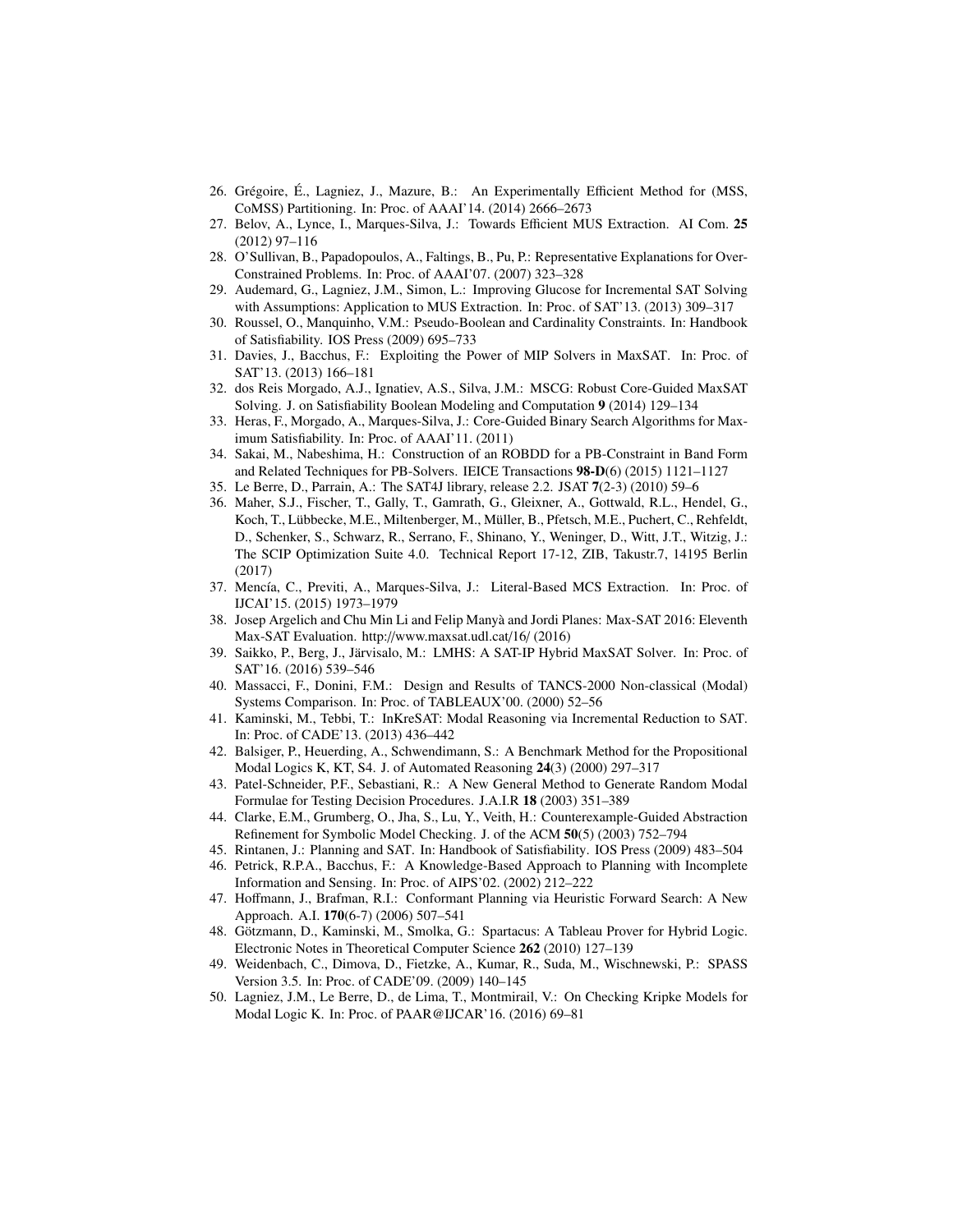26. Grégoire, É., Lagniez, J., Mazure, B.: An Experimentally Efficient Method for (MSS, CoMSS) Partitioning. In: Proc. of AAAI'14. (2014) 2666–2673
27. Belov, A., Lynce, I., Marques-Silva, J.: Towards Efficient MUS Extraction. AI Com. **25** (2012) 97–116
28. O'Sullivan, B., Papadopoulos, A., Faltings, B., Pu, P.: Representative Explanations for Over-Constrained Problems. In: Proc. of AAAI'07. (2007) 323–328
29. Audemard, G., Lagniez, J.M., Simon, L.: Improving Glucose for Incremental SAT Solving with Assumptions: Application to MUS Extraction. In: Proc. of SAT'13. (2013) 309–317
30. Roussel, O., Manquinho, V.M.: Pseudo-Boolean and Cardinality Constraints. In: Handbook of Satisfiability. IOS Press (2009) 695–733
31. Davies, J., Bacchus, F.: Exploiting the Power of MIP Solvers in MaxSAT. In: Proc. of SAT'13. (2013) 166–181
32. dos Reis Morgado, A.J., Ignatiev, A.S., Silva, J.M.: MSCG: Robust Core-Guided MaxSAT Solving. J. on Satisfiability Boolean Modeling and Computation **9** (2014) 129–134
33. Heras, F., Morgado, A., Marques-Silva, J.: Core-Guided Binary Search Algorithms for Maximum Satisfiability. In: Proc. of AAAI'11. (2011)
34. Sakai, M., Nabeshima, H.: Construction of an ROBDD for a PB-Constraint in Band Form and Related Techniques for PB-Solvers. IEICE Transactions **98-D**(6) (2015) 1121–1127
35. Le Berre, D., Parrain, A.: The SAT4J library, release 2.2. JSAT **7**(2-3) (2010) 59–6
36. Maher, S.J., Fischer, T., Gally, T., Gamrath, G., Gleixner, A., Gottwald, R.L., Hendel, G., Koch, T., Lübbecke, M.E., Miltenberger, M., Müller, B., Pfetsch, M.E., Puchert, C., Rehfeldt, D., Schenker, S., Schwarz, R., Serrano, F., Shinano, Y., Weninger, D., Witt, J.T., Witzig, J.: The SCIP Optimization Suite 4.0. Technical Report 17-12, ZIB, Takustr.7, 14195 Berlin (2017)
37. Mencía, C., Previti, A., Marques-Silva, J.: Literal-Based MCS Extraction. In: Proc. of IJCAI'15. (2015) 1973–1979
38. Josep Argelich and Chu Min Li and Felip Manyà and Jordi Planes: Max-SAT 2016: Eleventh Max-SAT Evaluation. http://www.maxsat.udl.cat/16/ (2016)
39. Saikko, P., Berg, J., Järvisalo, M.: LMHS: A SAT-IP Hybrid MaxSAT Solver. In: Proc. of SAT'16. (2016) 539–546
40. Massacci, F., Donini, F.M.: Design and Results of TANCS-2000 Non-classical (Modal) Systems Comparison. In: Proc. of TABLEAUX'00. (2000) 52–56
41. Kaminski, M., Tebbi, T.: InKreSAT: Modal Reasoning via Incremental Reduction to SAT. In: Proc. of CADE'13. (2013) 436–442
42. Balsiger, P., Heuerding, A., Schwendimann, S.: A Benchmark Method for the Propositional Modal Logics K, KT, S4. J. of Automated Reasoning **24**(3) (2000) 297–317
43. Patel-Schneider, P.F., Sebastiani, R.: A New General Method to Generate Random Modal Formulae for Testing Decision Procedures. J.A.I.R **18** (2003) 351–389
44. Clarke, E.M., Grumberg, O., Jha, S., Lu, Y., Veith, H.: Counterexample-Guided Abstraction Refinement for Symbolic Model Checking. J. of the ACM **50**(5) (2003) 752–794
45. Rintanen, J.: Planning and SAT. In: Handbook of Satisfiability. IOS Press (2009) 483–504
46. Petrick, R.P.A., Bacchus, F.: A Knowledge-Based Approach to Planning with Incomplete Information and Sensing. In: Proc. of AIPS'02. (2002) 212–222
47. Hoffmann, J., Brafman, R.I.: Conformant Planning via Heuristic Forward Search: A New Approach. A.I. **170**(6-7) (2006) 507–541
48. Götzmann, D., Kaminski, M., Smolka, G.: Spartacus: A Tableau Prover for Hybrid Logic. Electronic Notes in Theoretical Computer Science **262** (2010) 127–139
49. Weidenbach, C., Dimova, D., Fietzke, A., Kumar, R., Suda, M., Wischnewski, P.: SPASS Version 3.5. In: Proc. of CADE'09. (2009) 140–145
50. Lagniez, J.M., Le Berre, D., de Lima, T., Montmirail, V.: On Checking Kripke Models for Modal Logic K. In: Proc. of PAAR@IJCAR'16. (2016) 69–81